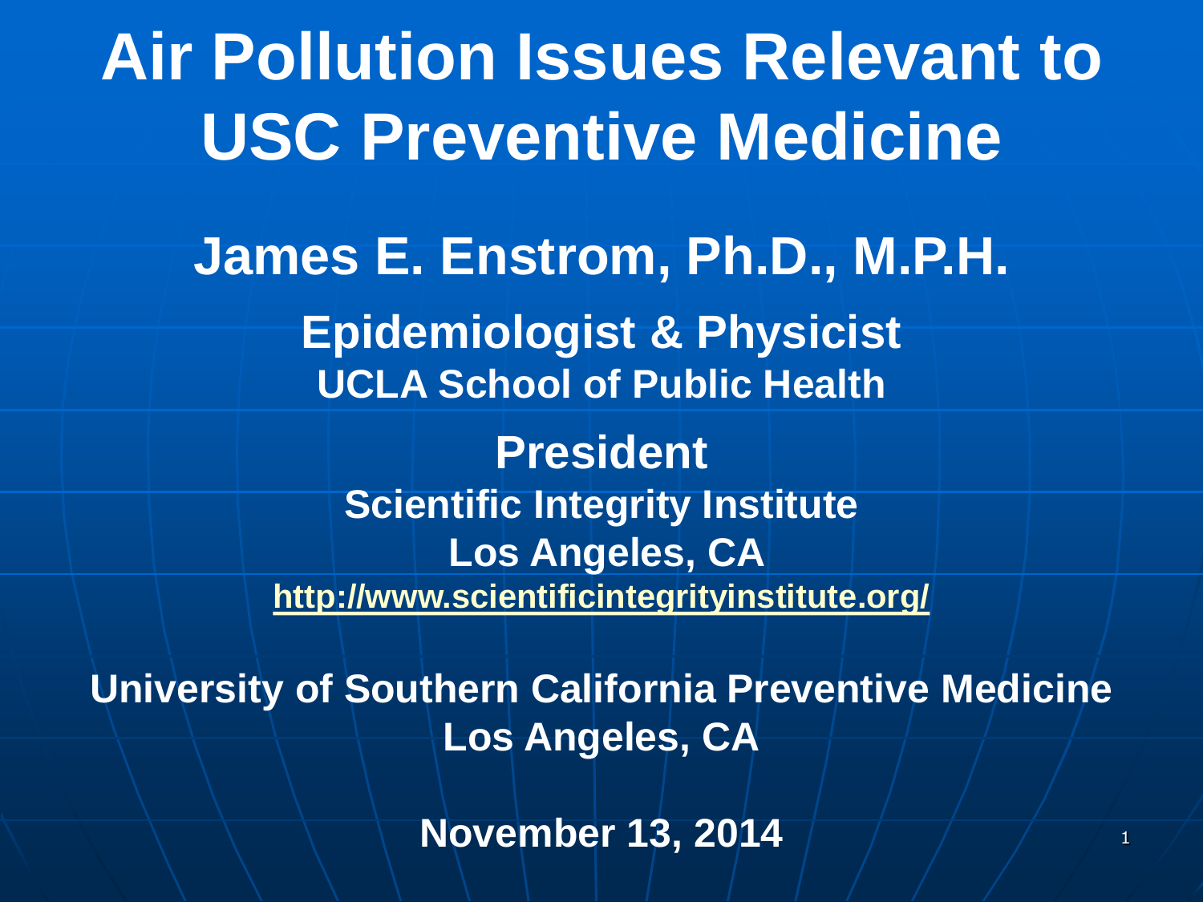# Air Pollution Issues Relevant to USC Preventive Medicine

**James E. Enstrom, Ph.D., M.P.H.**

**Epidemiologist & Physicist**

**UCLA School of Public Health**

**President**

**Scientific Integrity Institute**

**Los Angeles, CA**

**http://www.scientificintegrityinstitute.org/**

**University of Southern California Preventive Medicine**

**Los Angeles, CA**

**November 13, 2014**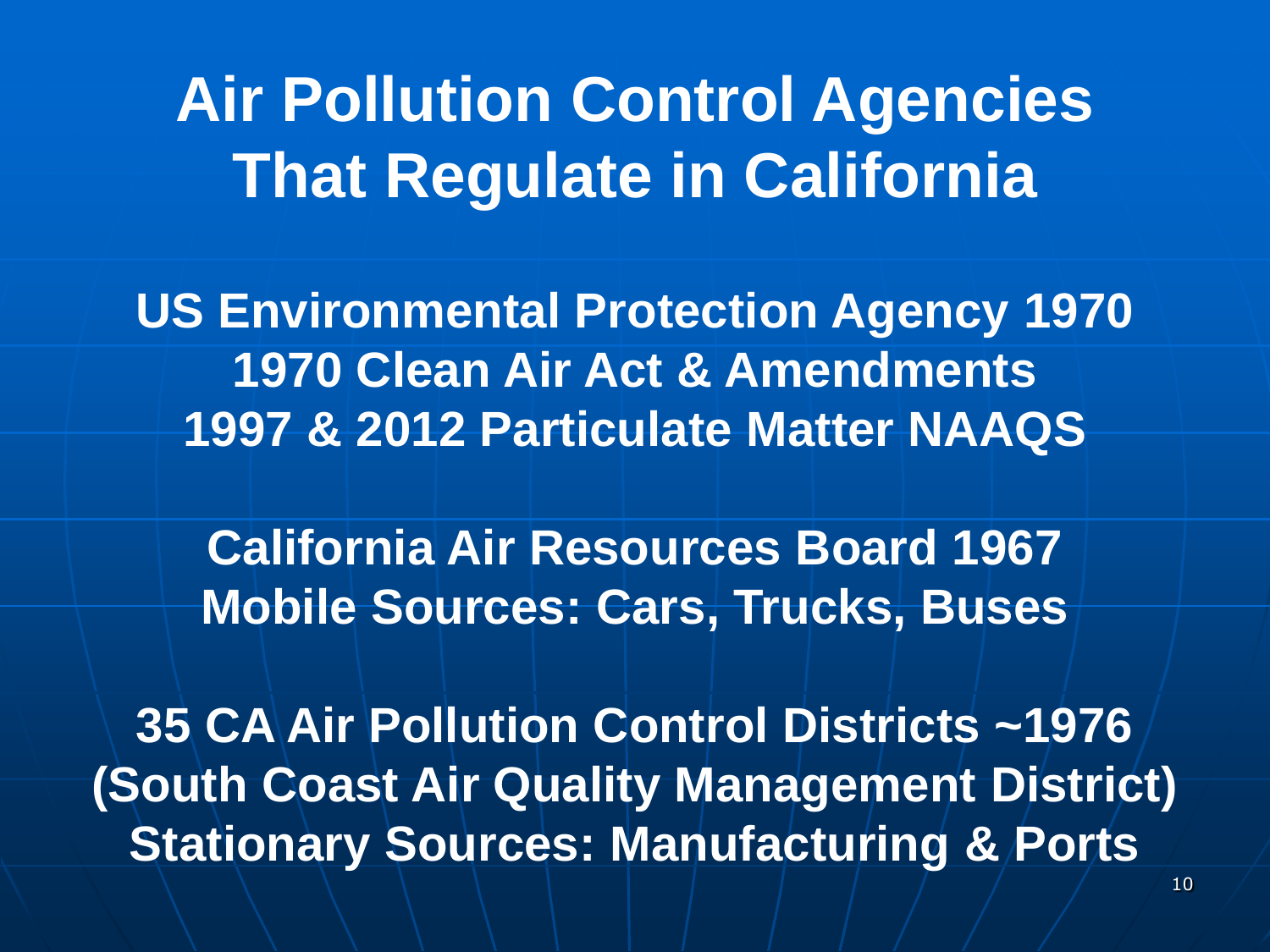# Air Pollution Control Agencies That Regulate in California

**US Environmental Protection Agency 1970**
**1970 Clean Air Act & Amendments**
**1997 & 2012 Particulate Matter NAAQS**

**California Air Resources Board 1967**
**Mobile Sources: Cars, Trucks, Buses**

**35 CA Air Pollution Control Districts ~1976**
**(South Coast Air Quality Management District)**
**Stationary Sources: Manufacturing & Ports**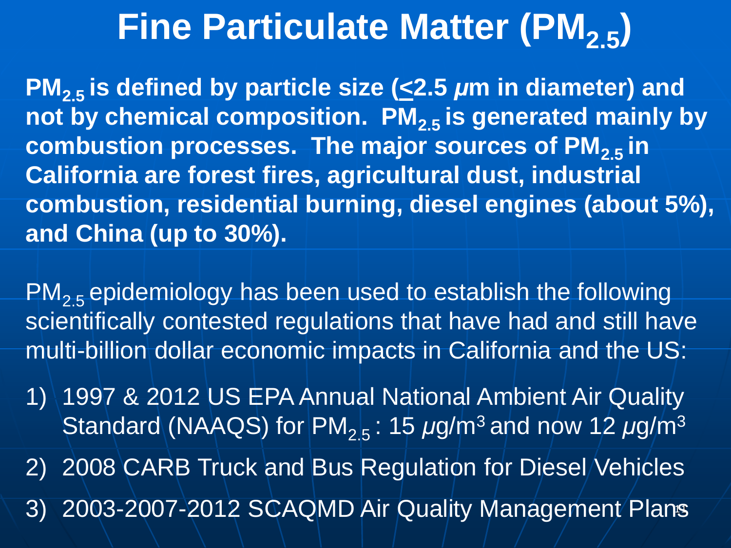# Fine Particulate Matter ($PM_{2.5}$)

**$PM_{2.5}$ is defined by particle size ($\leq$2.5 $\mu$m in diameter) and not by chemical composition. $PM_{2.5}$ is generated mainly by combustion processes. The major sources of $PM_{2.5}$ in California are forest fires, agricultural dust, industrial combustion, residential burning, diesel engines (about 5%), and China (up to 30%).**

$PM_{2.5}$ epidemiology has been used to establish the following scientifically contested regulations that have had and still have multi-billion dollar economic impacts in California and the US:

1) 1997 & 2012 US EPA Annual National Ambient Air Quality Standard (NAAQS) for $PM_{2.5}$: 15 $\mu g/m^3$ and now 12 $\mu g/m^3$
2) 2008 CARB Truck and Bus Regulation for Diesel Vehicles
3) 2003-2007-2012 SCAQMD Air Quality Management Plans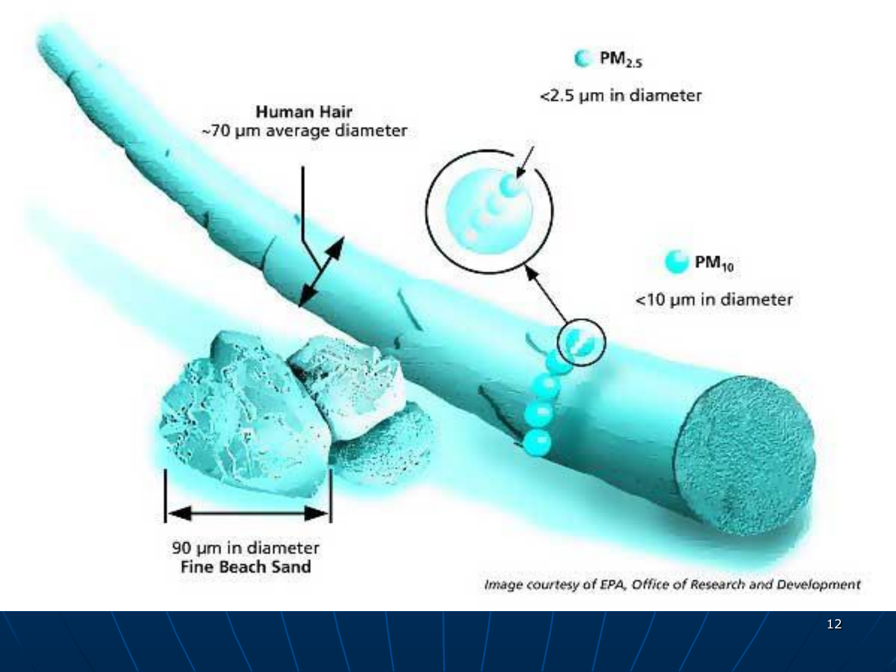**Human Hair**
~70 µm average diameter

$PM_{2.5}$

<2.5 µm in diameter

$PM_{10}$

<10 µm in diameter

90 µm in diameter
**Fine Beach Sand**

*Image courtesy of EPA, Office of Research and Development*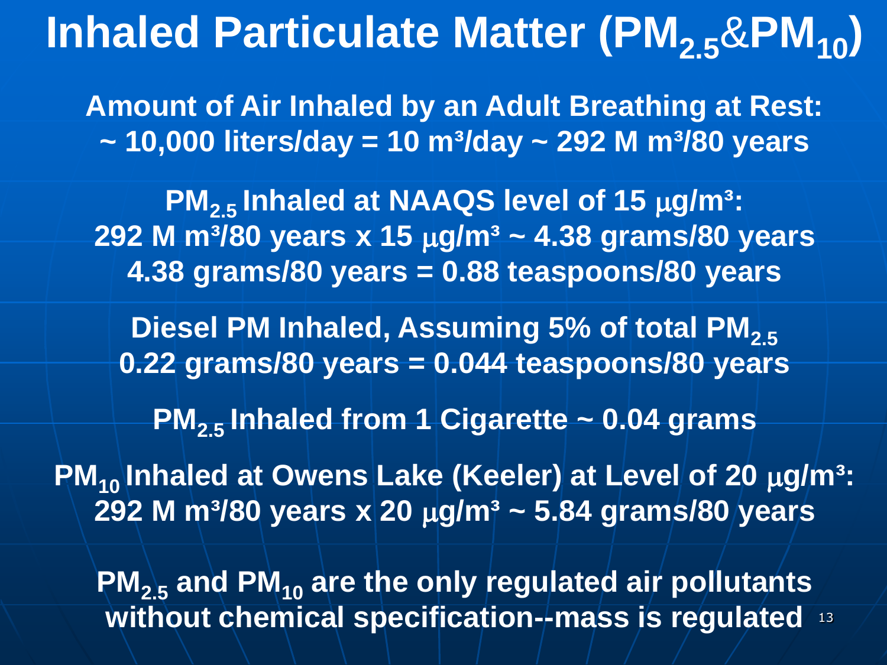# Inhaled Particulate Matter ($PM_{2.5}$&$PM_{10}$)

**Amount of Air Inhaled by an Adult Breathing at Rest:**
**~ 10,000 liters/day = 10 $m^3$/day ~ 292 M $m^3$/80 years**

**$PM_{2.5}$ Inhaled at NAAQS level of 15 $\mu g/m^3$:**
**292 M $m^3$/80 years x 15 $\mu g/m^3$ ~ 4.38 grams/80 years**
**4.38 grams/80 years = 0.88 teaspoons/80 years**

**Diesel PM Inhaled, Assuming 5% of total $PM_{2.5}$**
**0.22 grams/80 years = 0.044 teaspoons/80 years**

**$PM_{2.5}$ Inhaled from 1 Cigarette ~ 0.04 grams**

**$PM_{10}$ Inhaled at Owens Lake (Keeler) at Level of 20 $\mu g/m^3$:**
**292 M $m^3$/80 years x 20 $\mu g/m^3$ ~ 5.84 grams/80 years**

**$PM_{2.5}$ and $PM_{10}$ are the only regulated air pollutants without chemical specification--mass is regulated**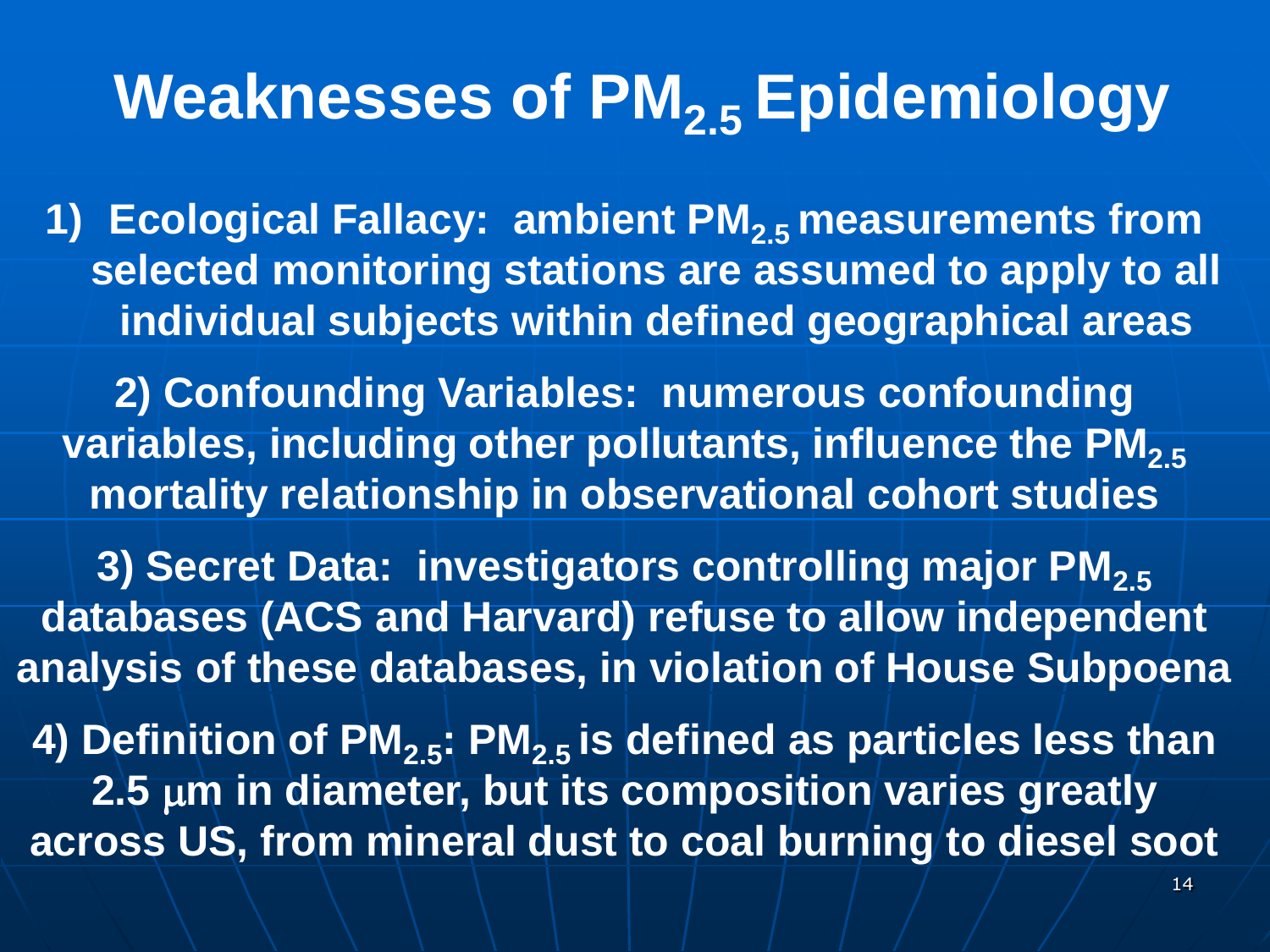# Weaknesses of $PM_{2.5}$ Epidemiology

1) **Ecological Fallacy: ambient $PM_{2.5}$ measurements from selected monitoring stations are assumed to apply to all individual subjects within defined geographical areas**

2) **Confounding Variables: numerous confounding variables, including other pollutants, influence the $PM_{2.5}$ mortality relationship in observational cohort studies**

3) **Secret Data: investigators controlling major $PM_{2.5}$ databases (ACS and Harvard) refuse to allow independent analysis of these databases, in violation of House Subpoena**

4) **Definition of $PM_{2.5}$: $PM_{2.5}$ is defined as particles less than 2.5 μm in diameter, but its composition varies greatly across US, from mineral dust to coal burning to diesel soot**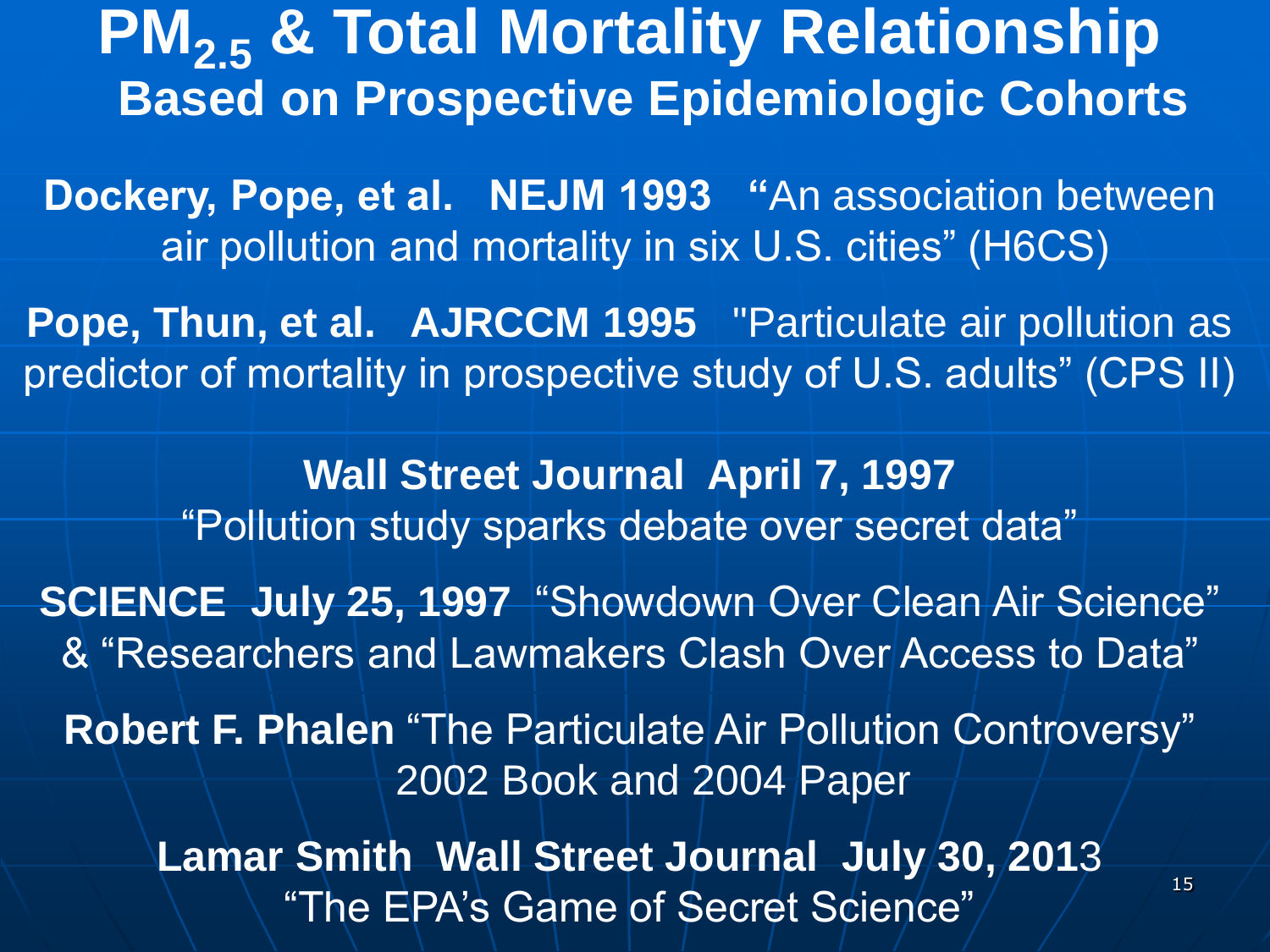# $PM_{2.5}$ & Total Mortality Relationship

## Based on Prospective Epidemiologic Cohorts

**Dockery, Pope, et al. NEJM 1993** "An association between air pollution and mortality in six U.S. cities" (H6CS)

**Pope, Thun, et al. AJRCCM 1995** "Particulate air pollution as predictor of mortality in prospective study of U.S. adults" (CPS II)

**Wall Street Journal April 7, 1997**
"Pollution study sparks debate over secret data"

**SCIENCE July 25, 1997** "Showdown Over Clean Air Science" & "Researchers and Lawmakers Clash Over Access to Data"

**Robert F. Phalen** "The Particulate Air Pollution Controversy" 2002 Book and 2004 Paper

**Lamar Smith Wall Street Journal July 30, 2013**
"The EPA's Game of Secret Science"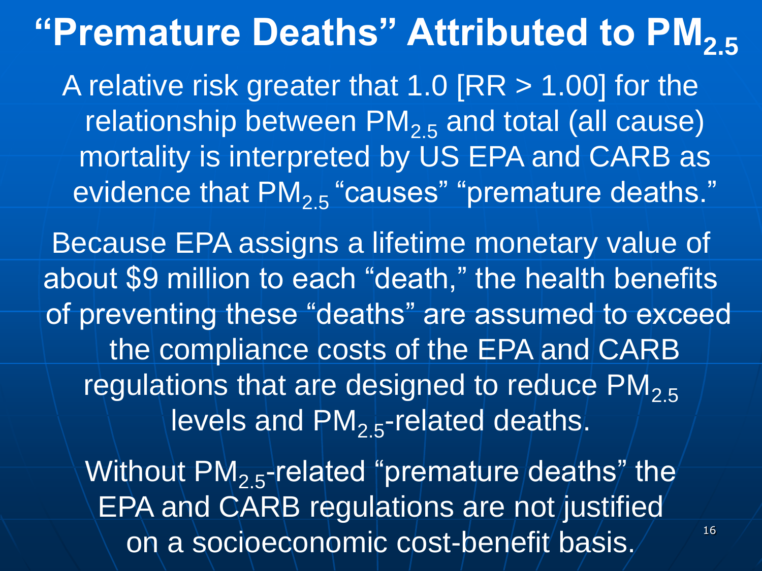# "Premature Deaths" Attributed to $PM_{2.5}$

A relative risk greater that 1.0 [RR > 1.00] for the relationship between $PM_{2.5}$ and total (all cause) mortality is interpreted by US EPA and CARB as evidence that $PM_{2.5}$ "causes" "premature deaths."

Because EPA assigns a lifetime monetary value of about $9 million to each "death," the health benefits of preventing these "deaths" are assumed to exceed the compliance costs of the EPA and CARB regulations that are designed to reduce $PM_{2.5}$ levels and $PM_{2.5}$-related deaths.

Without $PM_{2.5}$-related "premature deaths" the EPA and CARB regulations are not justified on a socioeconomic cost-benefit basis.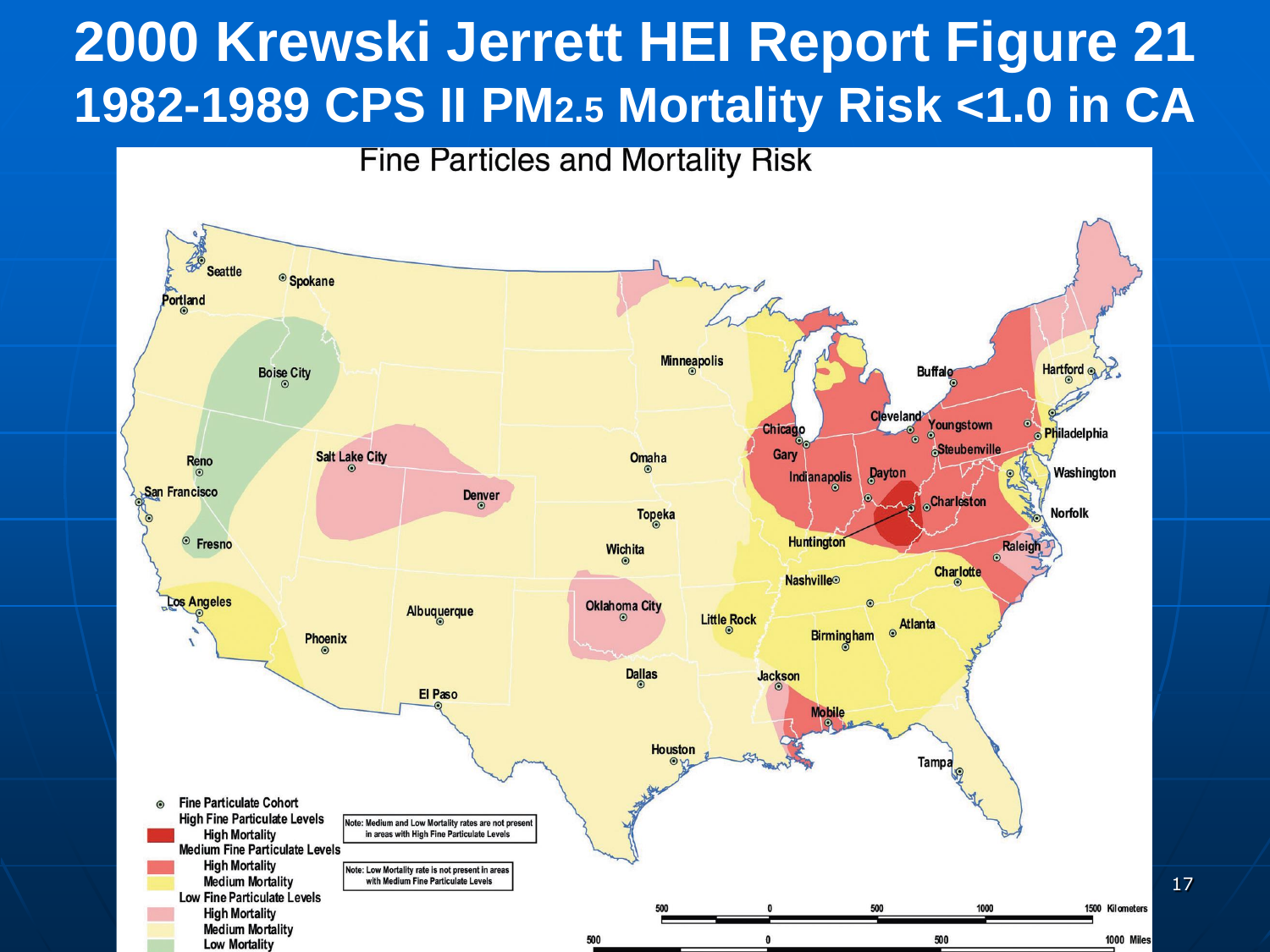# 2000 Krewski Jerrett HEI Report Figure 21
## 1982-1989 CPS II $PM_{2.5}$ Mortality Risk <1.0 in CA

Fine Particles and Mortality Risk

Seattle, Spokane, Portland, Boise City, Reno, San Francisco, Fresno, Salt Lake City, Denver, Los Angeles, Phoenix, Albuquerque, El Paso, Minneapolis, Omaha, Topeka, Wichita, Oklahoma City, Dallas, Houston, Little Rock, Jackson, Mobile, Chicago, Gary, Indianapolis, Dayton, Cleveland, Youngstown, Steubenville, Buffalo, Huntington, Charleston, Nashville, Birmingham, Atlanta, Charlotte, Raleigh, Norfolk, Washington, Philadelphia, Hartford, Tampa

- ⊙ Fine Particulate Cohort
- High Fine Particulate Levels
  - High Mortality
- Medium Fine Particulate Levels
  - High Mortality
  - Medium Mortality
- Low Fine Particulate Levels
  - High Mortality
  - Medium Mortality
  - Low Mortality

Note: Medium and Low Mortality rates are not present in areas with High Fine Particulate Levels

Note: Low Mortality rate is not present in areas with Medium Fine Particulate Levels

500 0 500 1000 1500 Kilometers

500 0 500 1000 Miles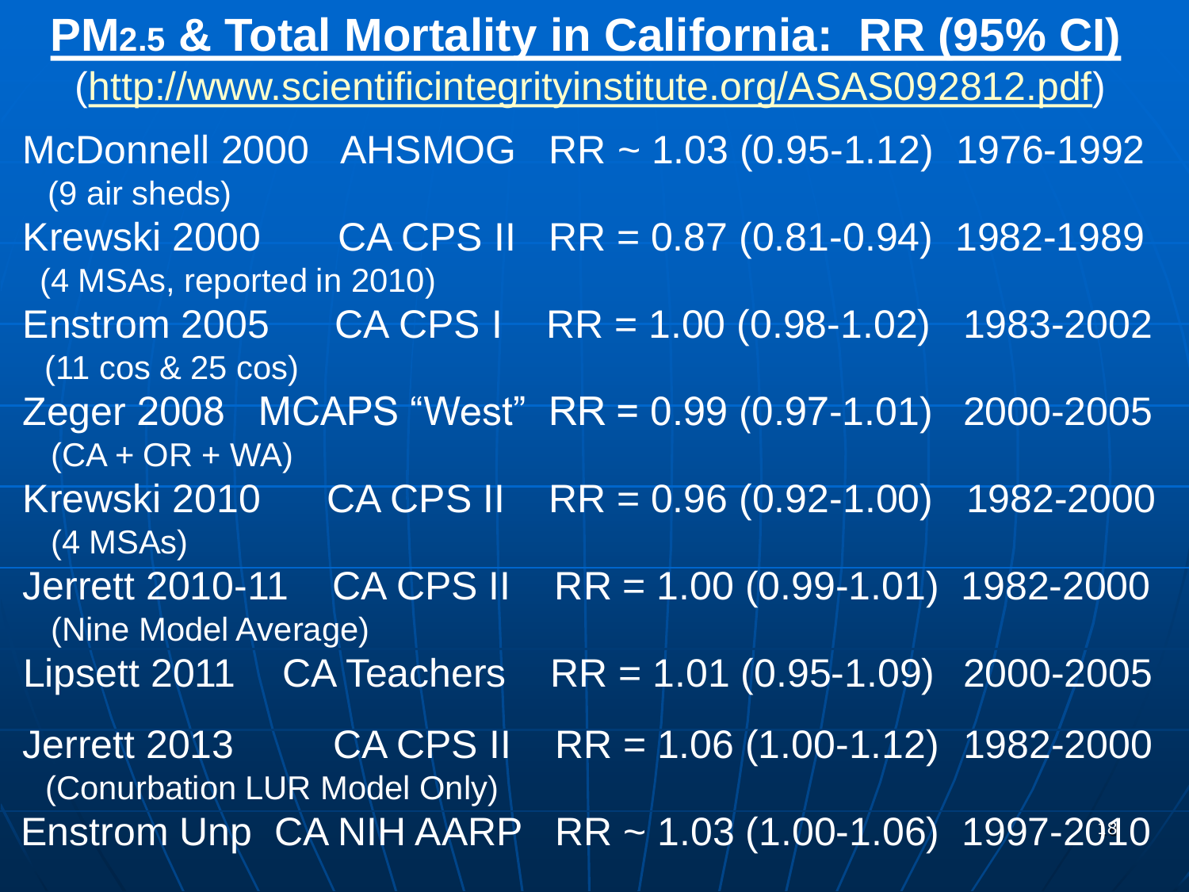# $PM_{2.5}$ & Total Mortality in California: RR (95% CI)

(http://www.scientificintegrityinstitute.org/ASAS092812.pdf)

| Study | Cohort | RR (95% CI) | Years |
|---|---|---|---|
| McDonnell 2000 (9 air sheds) | AHSMOG | RR ~ 1.03 (0.95-1.12) | 1976-1992 |
| Krewski 2000 (4 MSAs, reported in 2010) | CA CPS II | RR = 0.87 (0.81-0.94) | 1982-1989 |
| Enstrom 2005 (11 cos & 25 cos) | CA CPS I | RR = 1.00 (0.98-1.02) | 1983-2002 |
| Zeger 2008 (CA + OR + WA) | MCAPS "West" | RR = 0.99 (0.97-1.01) | 2000-2005 |
| Krewski 2010 (4 MSAs) | CA CPS II | RR = 0.96 (0.92-1.00) | 1982-2000 |
| Jerrett 2010-11 (Nine Model Average) | CA CPS II | RR = 1.00 (0.99-1.01) | 1982-2000 |
| Lipsett 2011 | CA Teachers | RR = 1.01 (0.95-1.09) | 2000-2005 |
| Jerrett 2013 (Conurbation LUR Model Only) | CA CPS II | RR = 1.06 (1.00-1.12) | 1982-2000 |
| Enstrom Unp | CA NIH AARP | RR ~ 1.03 (1.00-1.06) | 1997-2010 |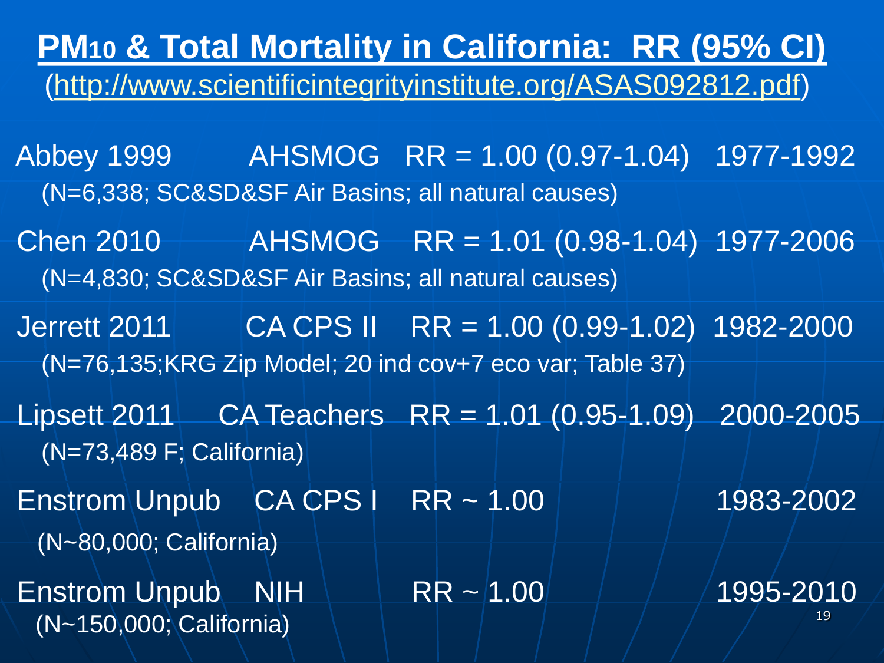# PM$_{10}$ & Total Mortality in California: RR (95% CI)

(http://www.scientificintegrityinstitute.org/ASAS092812.pdf)

Abbey 1999 AHSMOG RR = 1.00 (0.97-1.04) 1977-1992
(N=6,338; SC&SD&SF Air Basins; all natural causes)

Chen 2010 AHSMOG RR = 1.01 (0.98-1.04) 1977-2006
(N=4,830; SC&SD&SF Air Basins; all natural causes)

Jerrett 2011 CA CPS II RR = 1.00 (0.99-1.02) 1982-2000
(N=76,135;KRG Zip Model; 20 ind cov+7 eco var; Table 37)

Lipsett 2011 CA Teachers RR = 1.01 (0.95-1.09) 2000-2005
(N=73,489 F; California)

Enstrom Unpub CA CPS I RR ~ 1.00 1983-2002
(N~80,000; California)

Enstrom Unpub NIH RR ~ 1.00 1995-2010
(N~150,000; California)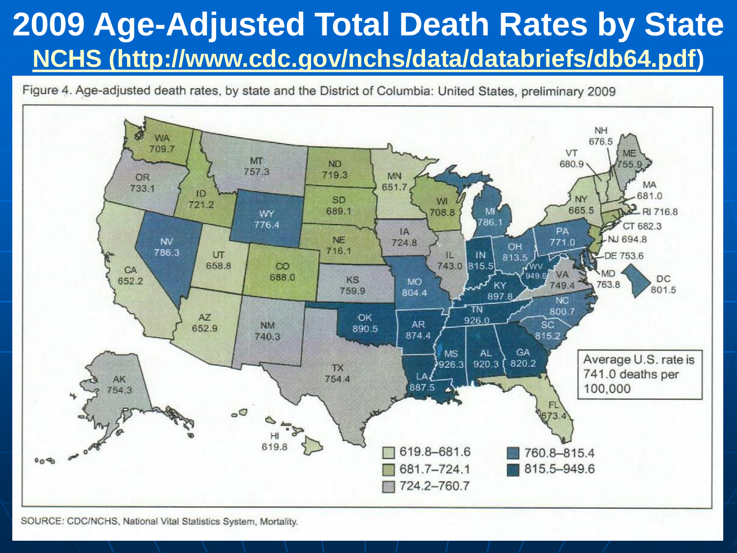# 2009 Age-Adjusted Total Death Rates by State

**NCHS (http://www.cdc.gov/nchs/data/databriefs/db64.pdf)**

Figure 4. Age-adjusted death rates, by state and the District of Columbia: United States, preliminary 2009

| State | Rate |
| --- | --- |
| WA | 709.7 |
| OR | 733.1 |
| CA | 652.2 |
| NV | 786.3 |
| ID | 721.2 |
| MT | 757.3 |
| WY | 776.4 |
| UT | 658.8 |
| AZ | 652.9 |
| CO | 688.0 |
| NM | 740.3 |
| ND | 719.3 |
| SD | 689.1 |
| NE | 716.1 |
| KS | 759.9 |
| OK | 890.5 |
| TX | 754.4 |
| MN | 651.7 |
| IA | 724.8 |
| MO | 804.4 |
| AR | 874.4 |
| LA | 887.5 |
| WI | 708.8 |
| IL | 743.0 |
| MI | 786.1 |
| IN | 815.5 |
| OH | 813.5 |
| KY | 897.8 |
| TN | 926.0 |
| MS | 926.3 |
| AL | 920.3 |
| GA | 820.2 |
| FL | 673.4 |
| SC | 815.2 |
| NC | 800.7 |
| VA | 749.4 |
| WV | 949.6 |
| PA | 771.0 |
| NY | 665.5 |
| VT | 680.9 |
| NH | 676.5 |
| ME | 755.9 |
| MA | 681.0 |
| RI | 716.8 |
| CT | 682.3 |
| NJ | 694.8 |
| DE | 753.6 |
| MD | 763.8 |
| DC | 801.5 |
| AK | 754.3 |
| HI | 619.8 |

Legend: 619.8–681.6; 681.7–724.1; 724.2–760.7; 760.8–815.4; 815.5–949.6

Average U.S. rate is 741.0 deaths per 100,000

SOURCE: CDC/NCHS, National Vital Statistics System, Mortality.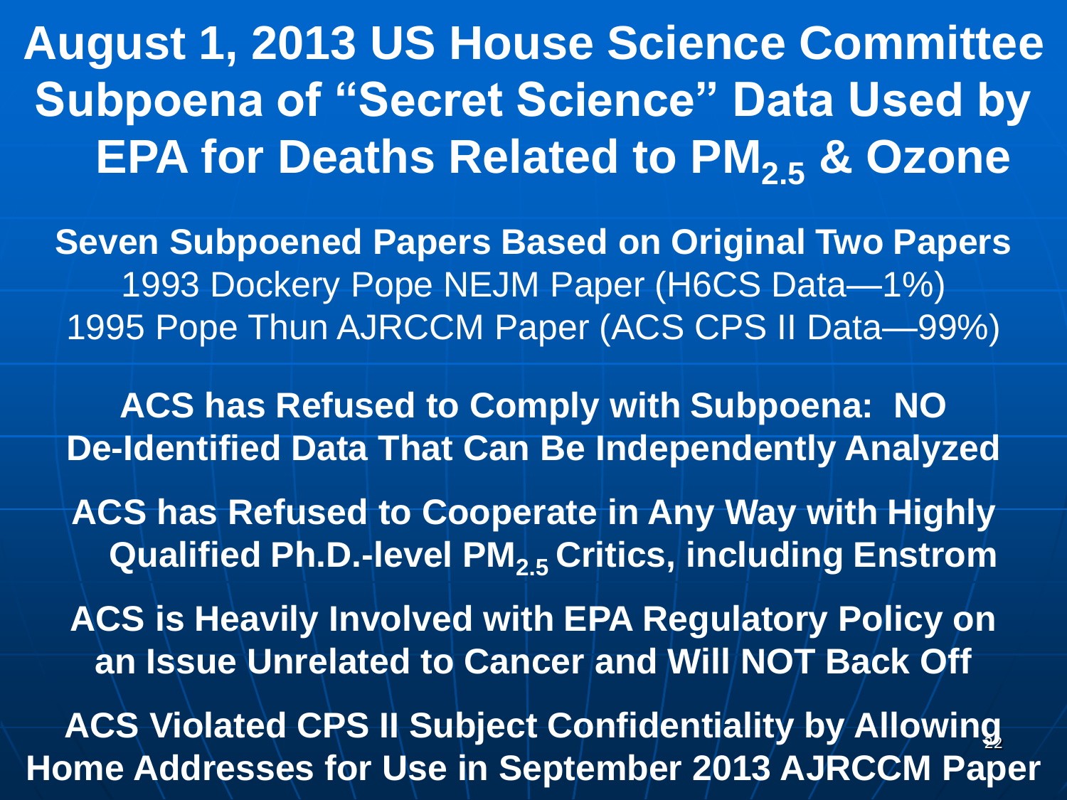# August 1, 2013 US House Science Committee Subpoena of "Secret Science" Data Used by EPA for Deaths Related to $PM_{2.5}$ & Ozone

**Seven Subpoened Papers Based on Original Two Papers**

1993 Dockery Pope NEJM Paper (H6CS Data—1%)

1995 Pope Thun AJRCCM Paper (ACS CPS II Data—99%)

**ACS has Refused to Comply with Subpoena: NO De-Identified Data That Can Be Independently Analyzed**

**ACS has Refused to Cooperate in Any Way with Highly Qualified Ph.D.-level $PM_{2.5}$ Critics, including Enstrom**

**ACS is Heavily Involved with EPA Regulatory Policy on an Issue Unrelated to Cancer and Will NOT Back Off**

**ACS Violated CPS II Subject Confidentiality by Allowing Home Addresses for Use in September 2013 AJRCCM Paper**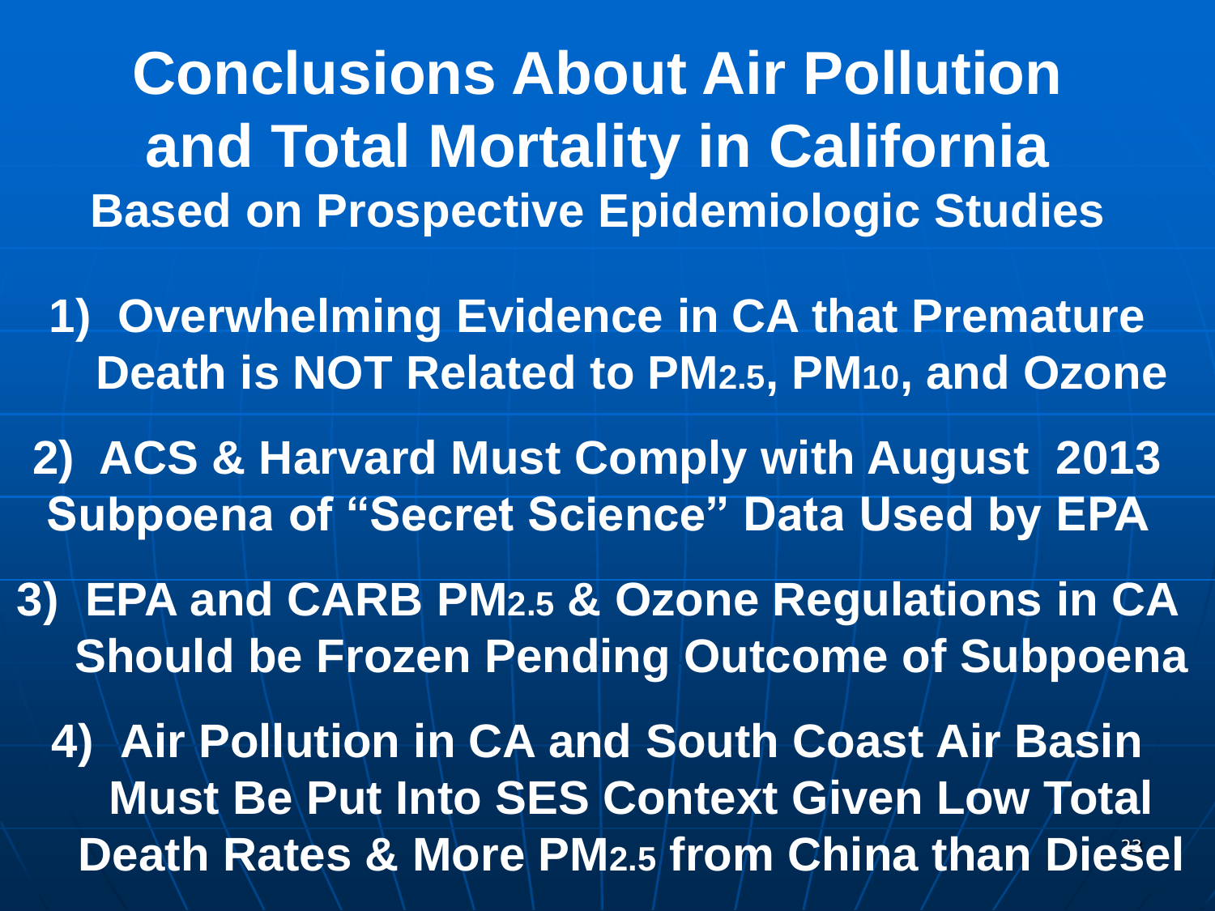# Conclusions About Air Pollution and Total Mortality in California

## Based on Prospective Epidemiologic Studies

1) **Overwhelming Evidence in CA that Premature Death is NOT Related to $PM_{2.5}$, $PM_{10}$, and Ozone**

2) **ACS & Harvard Must Comply with August 2013 Subpoena of "Secret Science" Data Used by EPA**

3) **EPA and CARB $PM_{2.5}$ & Ozone Regulations in CA Should be Frozen Pending Outcome of Subpoena**

4) **Air Pollution in CA and South Coast Air Basin Must Be Put Into SES Context Given Low Total Death Rates & More $PM_{2.5}$ from China than Diesel**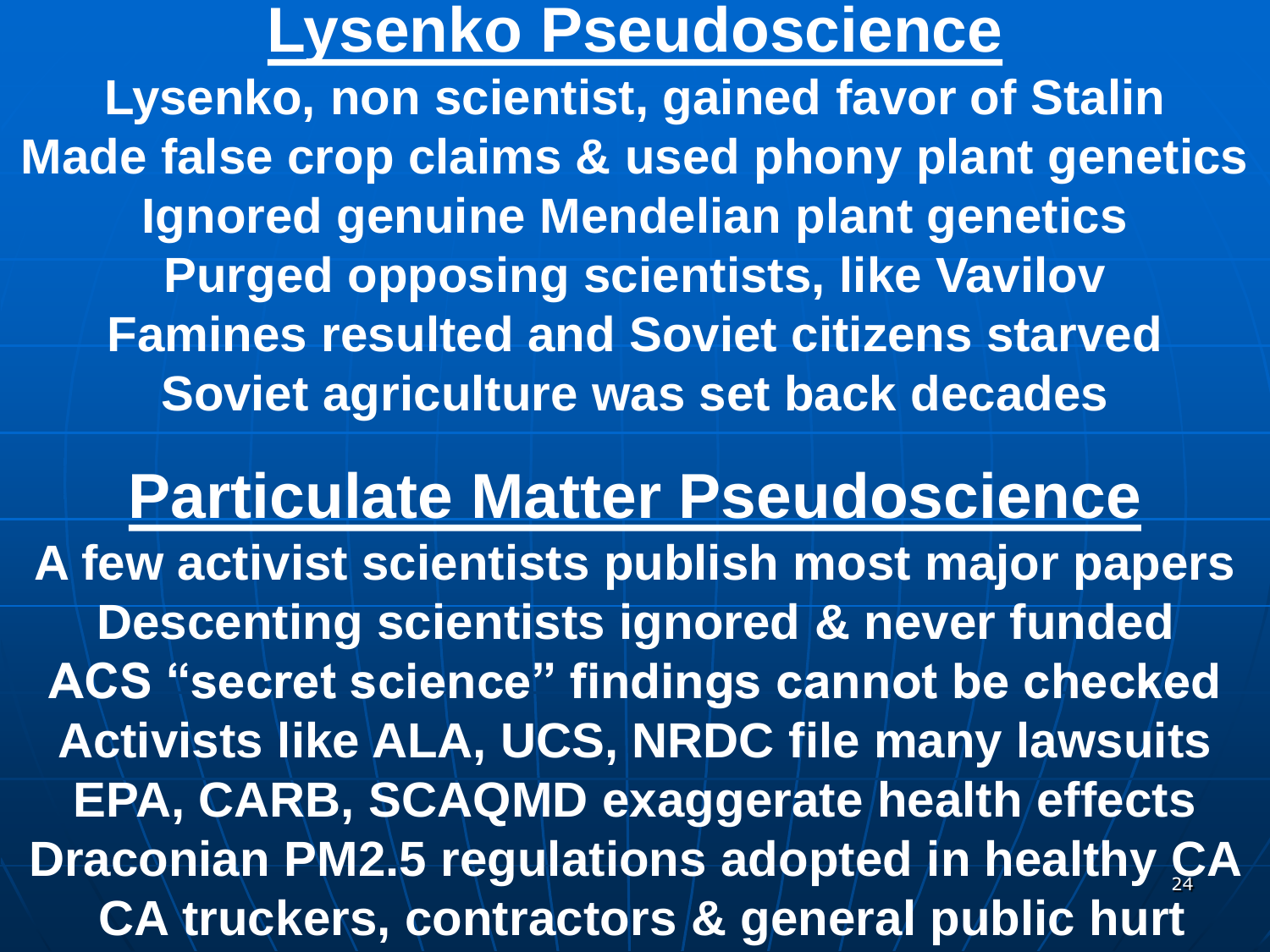# Lysenko Pseudoscience

Lysenko, non scientist, gained favor of Stalin
Made false crop claims & used phony plant genetics
Ignored genuine Mendelian plant genetics
Purged opposing scientists, like Vavilov
Famines resulted and Soviet citizens starved
Soviet agriculture was set back decades

# Particulate Matter Pseudoscience

A few activist scientists publish most major papers
Descenting scientists ignored & never funded
ACS "secret science" findings cannot be checked
Activists like ALA, UCS, NRDC file many lawsuits
EPA, CARB, SCAQMD exaggerate health effects
Draconian PM2.5 regulations adopted in healthy CA
CA truckers, contractors & general public hurt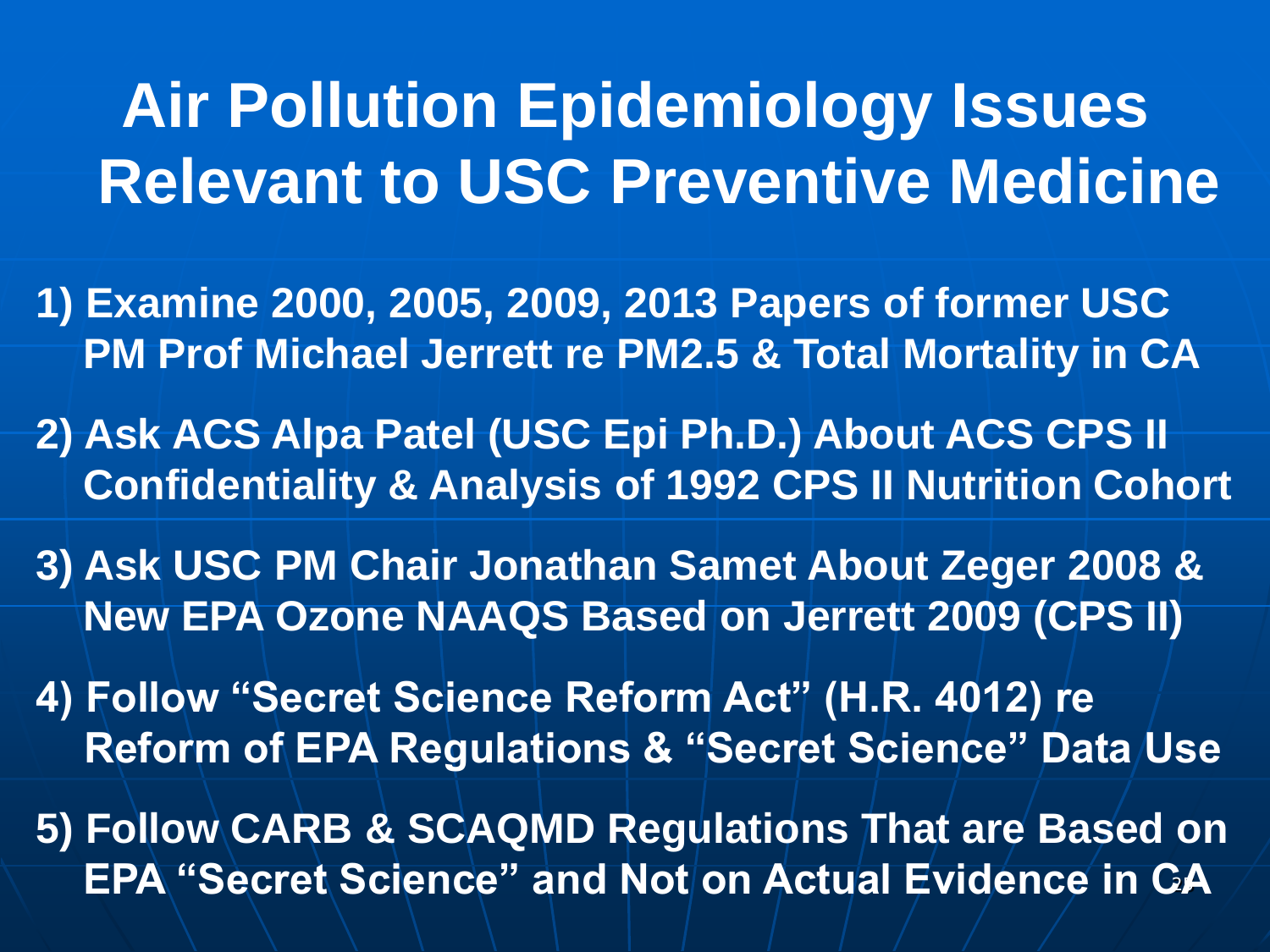# Air Pollution Epidemiology Issues Relevant to USC Preventive Medicine

1) Examine 2000, 2005, 2009, 2013 Papers of former USC PM Prof Michael Jerrett re PM2.5 & Total Mortality in CA

2) Ask ACS Alpa Patel (USC Epi Ph.D.) About ACS CPS II Confidentiality & Analysis of 1992 CPS II Nutrition Cohort

3) Ask USC PM Chair Jonathan Samet About Zeger 2008 & New EPA Ozone NAAQS Based on Jerrett 2009 (CPS II)

4) Follow "Secret Science Reform Act" (H.R. 4012) re Reform of EPA Regulations & "Secret Science" Data Use

5) Follow CARB & SCAQMD Regulations That are Based on EPA "Secret Science" and Not on Actual Evidence in CA